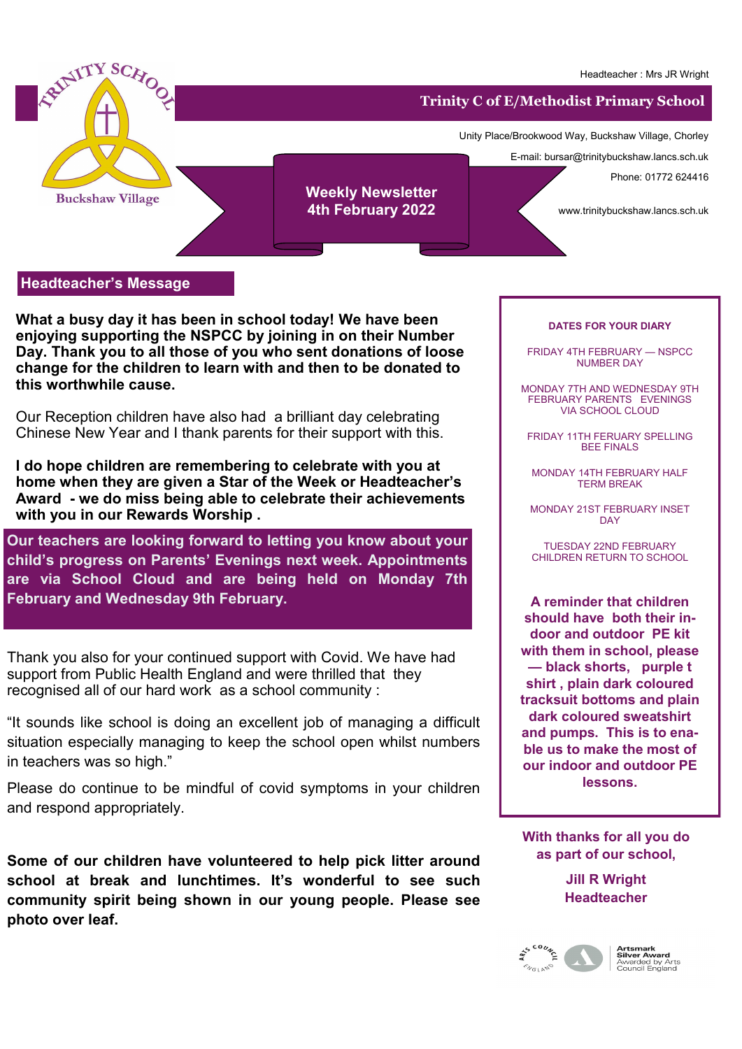TRINITY SCHOOL

Buckshaw Village

Headteacher : Mrs JR Wright

# Trinity C of E/Methodist Primary School

Unity Place/Brookwood Way, Buckshaw Village, Chorley

E-mail: bursar@trinitybuckshaw.lancs.sch.uk

Phone: 01772 624416

www.trinitybuckshaw.lancs.sch.uk

## Weekly Newsletter
## 4th February 2022

## Headteacher's Message

**What a busy day it has been in school today! We have been enjoying supporting the NSPCC by joining in on their Number Day. Thank you to all those of you who sent donations of loose change for the children to learn with and then to be donated to this worthwhile cause.**

Our Reception children have also had a brilliant day celebrating Chinese New Year and I thank parents for their support with this.

**I do hope children are remembering to celebrate with you at home when they are given a Star of the Week or Headteacher's Award - we do miss being able to celebrate their achievements with you in our Rewards Worship .**

**Our teachers are looking forward to letting you know about your child's progress on Parents' Evenings next week. Appointments are via School Cloud and are being held on Monday 7th February and Wednesday 9th February.**

Thank you also for your continued support with Covid. We have had support from Public Health England and were thrilled that they recognised all of our hard work as a school community :

"It sounds like school is doing an excellent job of managing a difficult situation especially managing to keep the school open whilst numbers in teachers was so high."

Please do continue to be mindful of covid symptoms in your children and respond appropriately.

**Some of our children have volunteered to help pick litter around school at break and lunchtimes. It's wonderful to see such community spirit being shown in our young people. Please see photo over leaf.**

### DATES FOR YOUR DIARY

FRIDAY 4TH FEBRUARY — NSPCC NUMBER DAY

MONDAY 7TH AND WEDNESDAY 9TH FEBRUARY PARENTS EVENINGS VIA SCHOOL CLOUD

FRIDAY 11TH FERUARY SPELLING BEE FINALS

MONDAY 14TH FEBRUARY HALF TERM BREAK

MONDAY 21ST FEBRUARY INSET DAY

TUESDAY 22ND FEBRUARY CHILDREN RETURN TO SCHOOL

**A reminder that children should have both their indoor and outdoor PE kit with them in school, please — black shorts, purple t shirt , plain dark coloured tracksuit bottoms and plain dark coloured sweatshirt and pumps. This is to enable us to make the most of our indoor and outdoor PE lessons.**

**With thanks for all you do as part of our school,**

**Jill R Wright**
**Headteacher**

Artsmark Silver Award
Awarded by Arts Council England